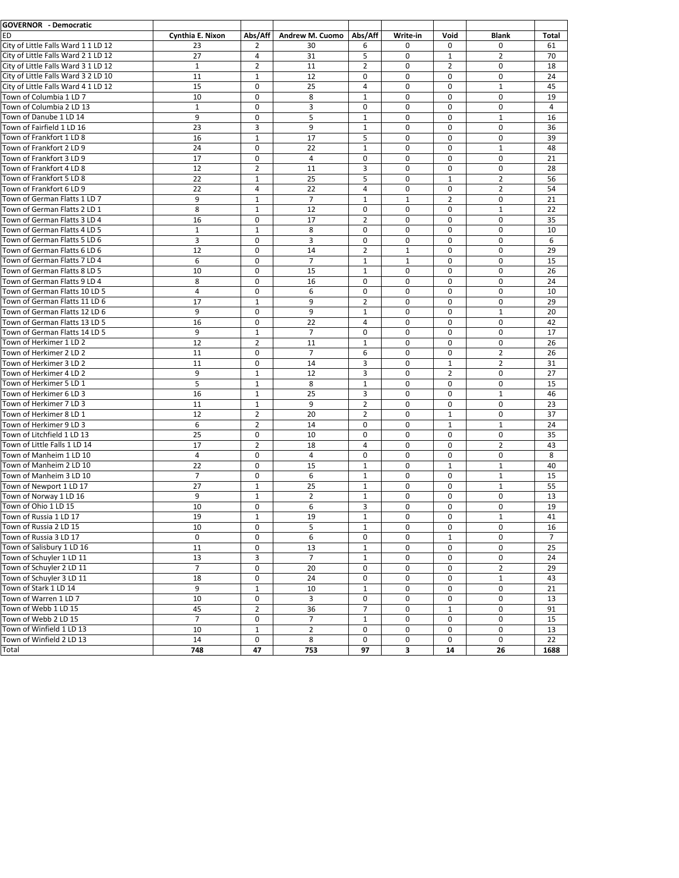| GOVERNOR - Democratic | | | | | | | | |
|---|---|---|---|---|---|---|---|---|
| ED | Cynthia E. Nixon | Abs/Aff | Andrew M. Cuomo | Abs/Aff | Write-in | Void | Blank | Total |
| City of Little Falls Ward 1 1 LD 12 | 23 | 2 | 30 | 6 | 0 | 0 | 0 | 61 |
| City of Little Falls Ward 2 1 LD 12 | 27 | 4 | 31 | 5 | 0 | 1 | 2 | 70 |
| City of Little Falls Ward 3 1 LD 12 | 1 | 2 | 11 | 2 | 0 | 2 | 0 | 18 |
| City of Little Falls Ward 3 2 LD 10 | 11 | 1 | 12 | 0 | 0 | 0 | 0 | 24 |
| City of Little Falls Ward 4 1 LD 12 | 15 | 0 | 25 | 4 | 0 | 0 | 1 | 45 |
| Town of Columbia 1 LD 7 | 10 | 0 | 8 | 1 | 0 | 0 | 0 | 19 |
| Town of Columbia 2 LD 13 | 1 | 0 | 3 | 0 | 0 | 0 | 0 | 4 |
| Town of Danube 1 LD 14 | 9 | 0 | 5 | 1 | 0 | 0 | 1 | 16 |
| Town of Fairfield 1 LD 16 | 23 | 3 | 9 | 1 | 0 | 0 | 0 | 36 |
| Town of Frankfort 1 LD 8 | 16 | 1 | 17 | 5 | 0 | 0 | 0 | 39 |
| Town of Frankfort 2 LD 9 | 24 | 0 | 22 | 1 | 0 | 0 | 1 | 48 |
| Town of Frankfort 3 LD 9 | 17 | 0 | 4 | 0 | 0 | 0 | 0 | 21 |
| Town of Frankfort 4 LD 8 | 12 | 2 | 11 | 3 | 0 | 0 | 0 | 28 |
| Town of Frankfort 5 LD 8 | 22 | 1 | 25 | 5 | 0 | 1 | 2 | 56 |
| Town of Frankfort 6 LD 9 | 22 | 4 | 22 | 4 | 0 | 0 | 2 | 54 |
| Town of German Flatts 1 LD 7 | 9 | 1 | 7 | 1 | 1 | 2 | 0 | 21 |
| Town of German Flatts 2 LD 1 | 8 | 1 | 12 | 0 | 0 | 0 | 1 | 22 |
| Town of German Flatts 3 LD 4 | 16 | 0 | 17 | 2 | 0 | 0 | 0 | 35 |
| Town of German Flatts 4 LD 5 | 1 | 1 | 8 | 0 | 0 | 0 | 0 | 10 |
| Town of German Flatts 5 LD 6 | 3 | 0 | 3 | 0 | 0 | 0 | 0 | 6 |
| Town of German Flatts 6 LD 6 | 12 | 0 | 14 | 2 | 1 | 0 | 0 | 29 |
| Town of German Flatts 7 LD 4 | 6 | 0 | 7 | 1 | 1 | 0 | 0 | 15 |
| Town of German Flatts 8 LD 5 | 10 | 0 | 15 | 1 | 0 | 0 | 0 | 26 |
| Town of German Flatts 9 LD 4 | 8 | 0 | 16 | 0 | 0 | 0 | 0 | 24 |
| Town of German Flatts 10 LD 5 | 4 | 0 | 6 | 0 | 0 | 0 | 0 | 10 |
| Town of German Flatts 11 LD 6 | 17 | 1 | 9 | 2 | 0 | 0 | 0 | 29 |
| Town of German Flatts 12 LD 6 | 9 | 0 | 9 | 1 | 0 | 0 | 1 | 20 |
| Town of German Flatts 13 LD 5 | 16 | 0 | 22 | 4 | 0 | 0 | 0 | 42 |
| Town of German Flatts 14 LD 5 | 9 | 1 | 7 | 0 | 0 | 0 | 0 | 17 |
| Town of Herkimer 1 LD 2 | 12 | 2 | 11 | 1 | 0 | 0 | 0 | 26 |
| Town of Herkimer 2 LD 2 | 11 | 0 | 7 | 6 | 0 | 0 | 2 | 26 |
| Town of Herkimer 3 LD 2 | 11 | 0 | 14 | 3 | 0 | 1 | 2 | 31 |
| Town of Herkimer 4 LD 2 | 9 | 1 | 12 | 3 | 0 | 2 | 0 | 27 |
| Town of Herkimer 5 LD 1 | 5 | 1 | 8 | 1 | 0 | 0 | 0 | 15 |
| Town of Herkimer 6 LD 3 | 16 | 1 | 25 | 3 | 0 | 0 | 1 | 46 |
| Town of Herkimer 7 LD 3 | 11 | 1 | 9 | 2 | 0 | 0 | 0 | 23 |
| Town of Herkimer 8 LD 1 | 12 | 2 | 20 | 2 | 0 | 1 | 0 | 37 |
| Town of Herkimer 9 LD 3 | 6 | 2 | 14 | 0 | 0 | 1 | 1 | 24 |
| Town of Litchfield 1 LD 13 | 25 | 0 | 10 | 0 | 0 | 0 | 0 | 35 |
| Town of Little Falls 1 LD 14 | 17 | 2 | 18 | 4 | 0 | 0 | 2 | 43 |
| Town of Manheim 1 LD 10 | 4 | 0 | 4 | 0 | 0 | 0 | 0 | 8 |
| Town of Manheim 2 LD 10 | 22 | 0 | 15 | 1 | 0 | 1 | 1 | 40 |
| Town of Manheim 3 LD 10 | 7 | 0 | 6 | 1 | 0 | 0 | 1 | 15 |
| Town of Newport 1 LD 17 | 27 | 1 | 25 | 1 | 0 | 0 | 1 | 55 |
| Town of Norway 1 LD 16 | 9 | 1 | 2 | 1 | 0 | 0 | 0 | 13 |
| Town of Ohio 1 LD 15 | 10 | 0 | 6 | 3 | 0 | 0 | 0 | 19 |
| Town of Russia 1 LD 17 | 19 | 1 | 19 | 1 | 0 | 0 | 1 | 41 |
| Town of Russia 2 LD 15 | 10 | 0 | 5 | 1 | 0 | 0 | 0 | 16 |
| Town of Russia 3 LD 17 | 0 | 0 | 6 | 0 | 0 | 1 | 0 | 7 |
| Town of Salisbury 1 LD 16 | 11 | 0 | 13 | 1 | 0 | 0 | 0 | 25 |
| Town of Schuyler 1 LD 11 | 13 | 3 | 7 | 1 | 0 | 0 | 0 | 24 |
| Town of Schuyler 2 LD 11 | 7 | 0 | 20 | 0 | 0 | 0 | 2 | 29 |
| Town of Schuyler 3 LD 11 | 18 | 0 | 24 | 0 | 0 | 0 | 1 | 43 |
| Town of Stark 1 LD 14 | 9 | 1 | 10 | 1 | 0 | 0 | 0 | 21 |
| Town of Warren 1 LD 7 | 10 | 0 | 3 | 0 | 0 | 0 | 0 | 13 |
| Town of Webb 1 LD 15 | 45 | 2 | 36 | 7 | 0 | 1 | 0 | 91 |
| Town of Webb 2 LD 15 | 7 | 0 | 7 | 1 | 0 | 0 | 0 | 15 |
| Town of Winfield 1 LD 13 | 10 | 1 | 2 | 0 | 0 | 0 | 0 | 13 |
| Town of Winfield 2 LD 13 | 14 | 0 | 8 | 0 | 0 | 0 | 0 | 22 |
| Total | **748** | **47** | **753** | **97** | **3** | **14** | **26** | **1688** |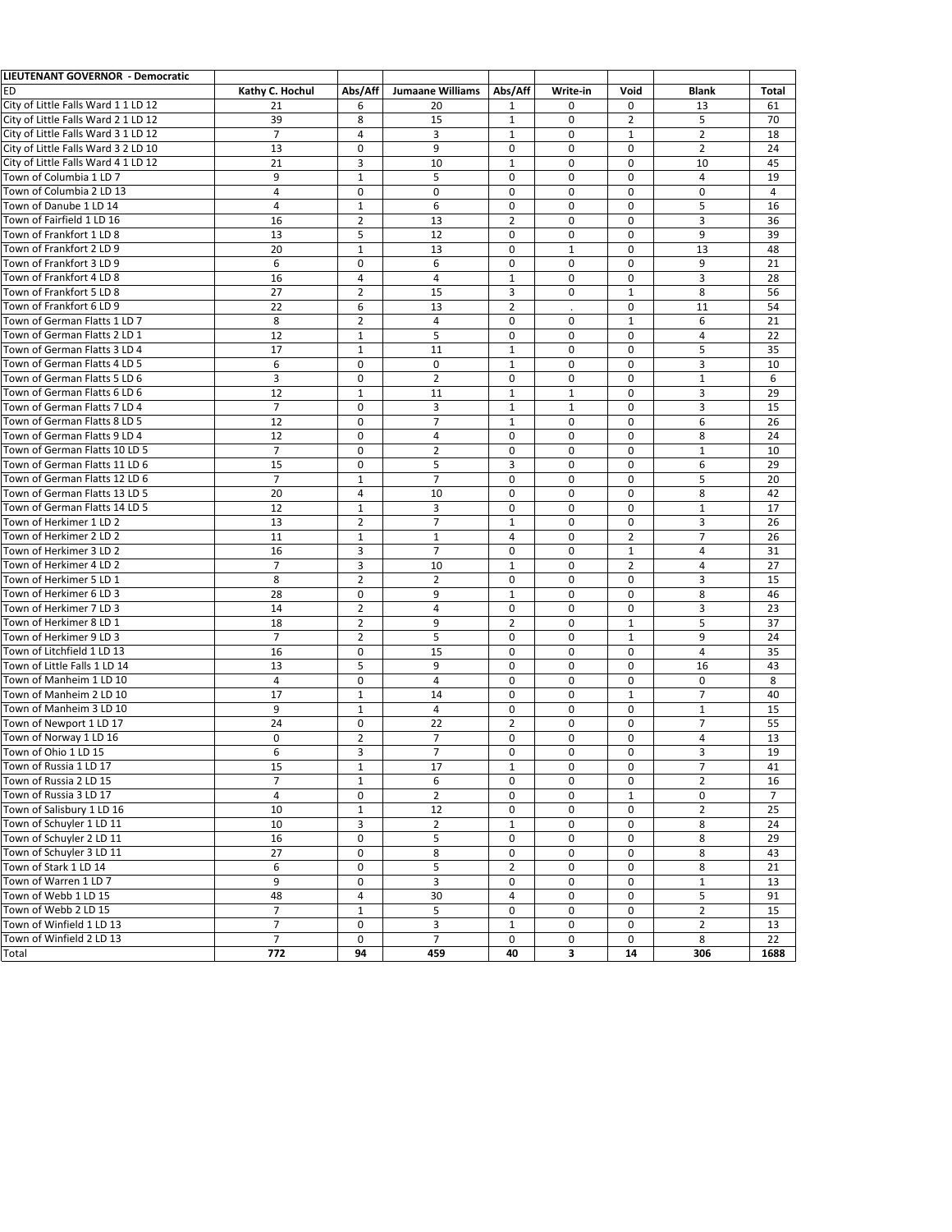| LIEUTENANT GOVERNOR - Democratic | | | | | | | | |
|---|---|---|---|---|---|---|---|---|
| ED | Kathy C. Hochul | Abs/Aff | Jumaane Williams | Abs/Aff | Write-in | Void | Blank | Total |
| City of Little Falls Ward 1 1 LD 12 | 21 | 6 | 20 | 1 | 0 | 0 | 13 | 61 |
| City of Little Falls Ward 2 1 LD 12 | 39 | 8 | 15 | 1 | 0 | 2 | 5 | 70 |
| City of Little Falls Ward 3 1 LD 12 | 7 | 4 | 3 | 1 | 0 | 1 | 2 | 18 |
| City of Little Falls Ward 3 2 LD 10 | 13 | 0 | 9 | 0 | 0 | 0 | 2 | 24 |
| City of Little Falls Ward 4 1 LD 12 | 21 | 3 | 10 | 1 | 0 | 0 | 10 | 45 |
| Town of Columbia 1 LD 7 | 9 | 1 | 5 | 0 | 0 | 0 | 4 | 19 |
| Town of Columbia 2 LD 13 | 4 | 0 | 0 | 0 | 0 | 0 | 0 | 4 |
| Town of Danube 1 LD 14 | 4 | 1 | 6 | 0 | 0 | 0 | 5 | 16 |
| Town of Fairfield 1 LD 16 | 16 | 2 | 13 | 2 | 0 | 0 | 3 | 36 |
| Town of Frankfort 1 LD 8 | 13 | 5 | 12 | 0 | 0 | 0 | 9 | 39 |
| Town of Frankfort 2 LD 9 | 20 | 1 | 13 | 0 | 1 | 0 | 13 | 48 |
| Town of Frankfort 3 LD 9 | 6 | 0 | 6 | 0 | 0 | 0 | 9 | 21 |
| Town of Frankfort 4 LD 8 | 16 | 4 | 4 | 1 | 0 | 0 | 3 | 28 |
| Town of Frankfort 5 LD 8 | 27 | 2 | 15 | 3 | 0 | 1 | 8 | 56 |
| Town of Frankfort 6 LD 9 | 22 | 6 | 13 | 2 | . | 0 | 11 | 54 |
| Town of German Flatts 1 LD 7 | 8 | 2 | 4 | 0 | 0 | 1 | 6 | 21 |
| Town of German Flatts 2 LD 1 | 12 | 1 | 5 | 0 | 0 | 0 | 4 | 22 |
| Town of German Flatts 3 LD 4 | 17 | 1 | 11 | 1 | 0 | 0 | 5 | 35 |
| Town of German Flatts 4 LD 5 | 6 | 0 | 0 | 1 | 0 | 0 | 3 | 10 |
| Town of German Flatts 5 LD 6 | 3 | 0 | 2 | 0 | 0 | 0 | 1 | 6 |
| Town of German Flatts 6 LD 6 | 12 | 1 | 11 | 1 | 1 | 0 | 3 | 29 |
| Town of German Flatts 7 LD 4 | 7 | 0 | 3 | 1 | 1 | 0 | 3 | 15 |
| Town of German Flatts 8 LD 5 | 12 | 0 | 7 | 1 | 0 | 0 | 6 | 26 |
| Town of German Flatts 9 LD 4 | 12 | 0 | 4 | 0 | 0 | 0 | 8 | 24 |
| Town of German Flatts 10 LD 5 | 7 | 0 | 2 | 0 | 0 | 0 | 1 | 10 |
| Town of German Flatts 11 LD 6 | 15 | 0 | 5 | 3 | 0 | 0 | 6 | 29 |
| Town of German Flatts 12 LD 6 | 7 | 1 | 7 | 0 | 0 | 0 | 5 | 20 |
| Town of German Flatts 13 LD 5 | 20 | 4 | 10 | 0 | 0 | 0 | 8 | 42 |
| Town of German Flatts 14 LD 5 | 12 | 1 | 3 | 0 | 0 | 0 | 1 | 17 |
| Town of Herkimer 1 LD 2 | 13 | 2 | 7 | 1 | 0 | 0 | 3 | 26 |
| Town of Herkimer 2 LD 2 | 11 | 1 | 1 | 4 | 0 | 2 | 7 | 26 |
| Town of Herkimer 3 LD 2 | 16 | 3 | 7 | 0 | 0 | 1 | 4 | 31 |
| Town of Herkimer 4 LD 2 | 7 | 3 | 10 | 1 | 0 | 2 | 4 | 27 |
| Town of Herkimer 5 LD 1 | 8 | 2 | 2 | 0 | 0 | 0 | 3 | 15 |
| Town of Herkimer 6 LD 3 | 28 | 0 | 9 | 1 | 0 | 0 | 8 | 46 |
| Town of Herkimer 7 LD 3 | 14 | 2 | 4 | 0 | 0 | 0 | 3 | 23 |
| Town of Herkimer 8 LD 1 | 18 | 2 | 9 | 2 | 0 | 1 | 5 | 37 |
| Town of Herkimer 9 LD 3 | 7 | 2 | 5 | 0 | 0 | 1 | 9 | 24 |
| Town of Litchfield 1 LD 13 | 16 | 0 | 15 | 0 | 0 | 0 | 4 | 35 |
| Town of Little Falls 1 LD 14 | 13 | 5 | 9 | 0 | 0 | 0 | 16 | 43 |
| Town of Manheim 1 LD 10 | 4 | 0 | 4 | 0 | 0 | 0 | 0 | 8 |
| Town of Manheim 2 LD 10 | 17 | 1 | 14 | 0 | 0 | 1 | 7 | 40 |
| Town of Manheim 3 LD 10 | 9 | 1 | 4 | 0 | 0 | 0 | 1 | 15 |
| Town of Newport 1 LD 17 | 24 | 0 | 22 | 2 | 0 | 0 | 7 | 55 |
| Town of Norway 1 LD 16 | 0 | 2 | 7 | 0 | 0 | 0 | 4 | 13 |
| Town of Ohio 1 LD 15 | 6 | 3 | 7 | 0 | 0 | 0 | 3 | 19 |
| Town of Russia 1 LD 17 | 15 | 1 | 17 | 1 | 0 | 0 | 7 | 41 |
| Town of Russia 2 LD 15 | 7 | 1 | 6 | 0 | 0 | 0 | 2 | 16 |
| Town of Russia 3 LD 17 | 4 | 0 | 2 | 0 | 0 | 1 | 0 | 7 |
| Town of Salisbury 1 LD 16 | 10 | 1 | 12 | 0 | 0 | 0 | 2 | 25 |
| Town of Schuyler 1 LD 11 | 10 | 3 | 2 | 1 | 0 | 0 | 8 | 24 |
| Town of Schuyler 2 LD 11 | 16 | 0 | 5 | 0 | 0 | 0 | 8 | 29 |
| Town of Schuyler 3 LD 11 | 27 | 0 | 8 | 0 | 0 | 0 | 8 | 43 |
| Town of Stark 1 LD 14 | 6 | 0 | 5 | 2 | 0 | 0 | 8 | 21 |
| Town of Warren 1 LD 7 | 9 | 0 | 3 | 0 | 0 | 0 | 1 | 13 |
| Town of Webb 1 LD 15 | 48 | 4 | 30 | 4 | 0 | 0 | 5 | 91 |
| Town of Webb 2 LD 15 | 7 | 1 | 5 | 0 | 0 | 0 | 2 | 15 |
| Town of Winfield 1 LD 13 | 7 | 0 | 3 | 1 | 0 | 0 | 2 | 13 |
| Town of Winfield 2 LD 13 | 7 | 0 | 7 | 0 | 0 | 0 | 8 | 22 |
| Total | **772** | **94** | **459** | **40** | **3** | **14** | **306** | **1688** |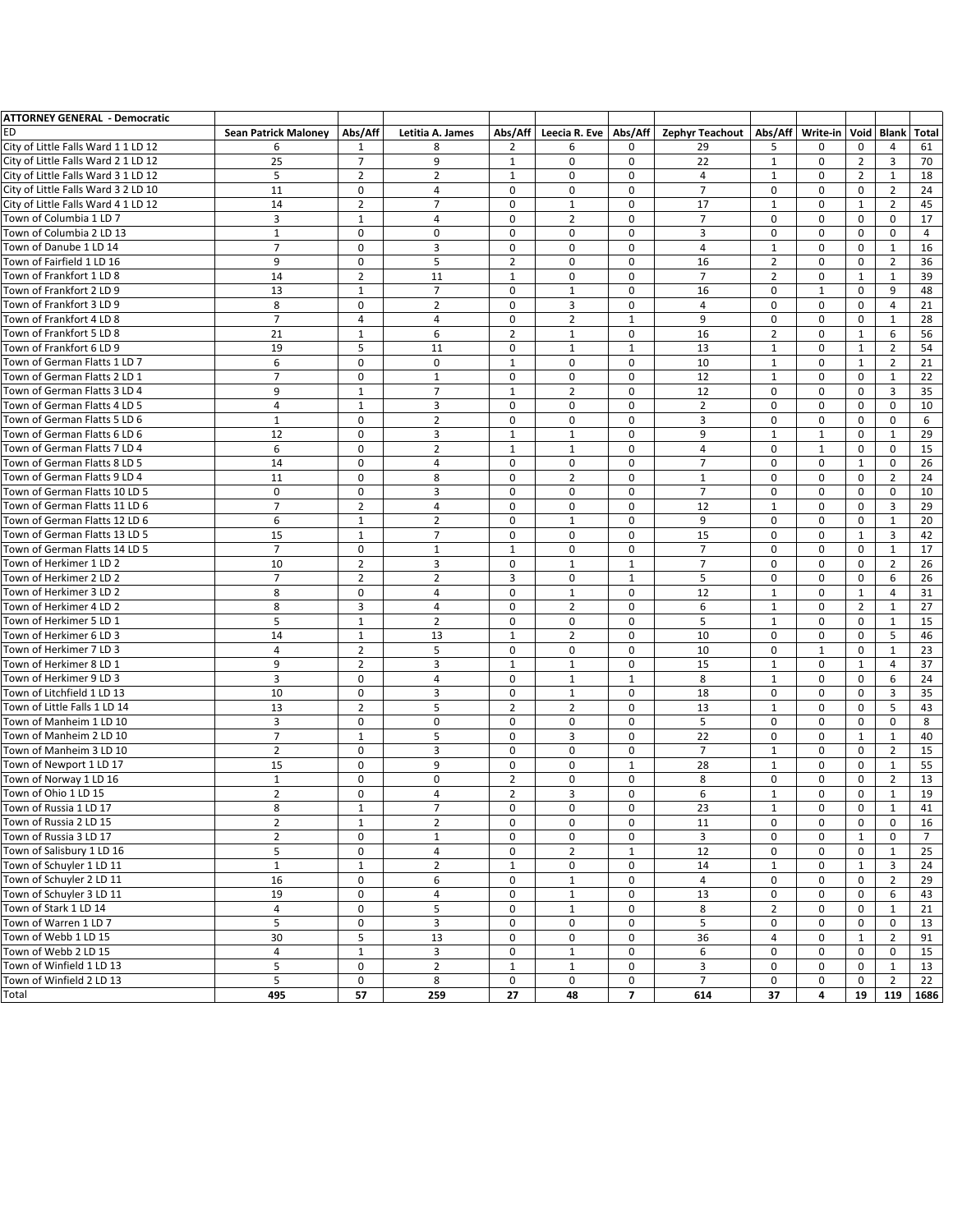| ATTORNEY GENERAL - Democratic | | | | | | | | | | | | |
|---|---|---|---|---|---|---|---|---|---|---|---|---|
| ED | Sean Patrick Maloney | Abs/Aff | Letitia A. James | Abs/Aff | Leecia R. Eve | Abs/Aff | Zephyr Teachout | Abs/Aff | Write-in | Void | Blank | Total |
| City of Little Falls Ward 1 1 LD 12 | 6 | 1 | 8 | 2 | 6 | 0 | 29 | 5 | 0 | 0 | 4 | 61 |
| City of Little Falls Ward 2 1 LD 12 | 25 | 7 | 9 | 1 | 0 | 0 | 22 | 1 | 0 | 2 | 3 | 70 |
| City of Little Falls Ward 3 1 LD 12 | 5 | 2 | 2 | 1 | 0 | 0 | 4 | 1 | 0 | 2 | 1 | 18 |
| City of Little Falls Ward 3 2 LD 10 | 11 | 0 | 4 | 0 | 0 | 0 | 7 | 0 | 0 | 0 | 2 | 24 |
| City of Little Falls Ward 4 1 LD 12 | 14 | 2 | 7 | 0 | 1 | 0 | 17 | 1 | 0 | 1 | 2 | 45 |
| Town of Columbia 1 LD 7 | 3 | 1 | 4 | 0 | 2 | 0 | 7 | 0 | 0 | 0 | 0 | 17 |
| Town of Columbia 2 LD 13 | 1 | 0 | 0 | 0 | 0 | 0 | 3 | 0 | 0 | 0 | 0 | 4 |
| Town of Danube 1 LD 14 | 7 | 0 | 3 | 0 | 0 | 0 | 4 | 1 | 0 | 0 | 1 | 16 |
| Town of Fairfield 1 LD 16 | 9 | 0 | 5 | 2 | 0 | 0 | 16 | 2 | 0 | 0 | 2 | 36 |
| Town of Frankfort 1 LD 8 | 14 | 2 | 11 | 1 | 0 | 0 | 7 | 2 | 0 | 1 | 1 | 39 |
| Town of Frankfort 2 LD 9 | 13 | 1 | 7 | 0 | 1 | 0 | 16 | 0 | 1 | 0 | 9 | 48 |
| Town of Frankfort 3 LD 9 | 8 | 0 | 2 | 0 | 3 | 0 | 4 | 0 | 0 | 0 | 4 | 21 |
| Town of Frankfort 4 LD 8 | 7 | 4 | 4 | 0 | 2 | 1 | 9 | 0 | 0 | 0 | 1 | 28 |
| Town of Frankfort 5 LD 8 | 21 | 1 | 6 | 2 | 1 | 0 | 16 | 2 | 0 | 1 | 6 | 56 |
| Town of Frankfort 6 LD 9 | 19 | 5 | 11 | 0 | 1 | 1 | 13 | 1 | 0 | 1 | 2 | 54 |
| Town of German Flatts 1 LD 7 | 6 | 0 | 0 | 1 | 0 | 0 | 10 | 1 | 0 | 1 | 2 | 21 |
| Town of German Flatts 2 LD 1 | 7 | 0 | 1 | 0 | 0 | 0 | 12 | 1 | 0 | 0 | 1 | 22 |
| Town of German Flatts 3 LD 4 | 9 | 1 | 7 | 1 | 2 | 0 | 12 | 0 | 0 | 0 | 3 | 35 |
| Town of German Flatts 4 LD 5 | 4 | 1 | 3 | 0 | 0 | 0 | 2 | 0 | 0 | 0 | 0 | 10 |
| Town of German Flatts 5 LD 6 | 1 | 0 | 2 | 0 | 0 | 0 | 3 | 0 | 0 | 0 | 0 | 6 |
| Town of German Flatts 6 LD 6 | 12 | 0 | 3 | 1 | 1 | 0 | 9 | 1 | 1 | 0 | 1 | 29 |
| Town of German Flatts 7 LD 4 | 6 | 0 | 2 | 1 | 1 | 0 | 4 | 0 | 1 | 0 | 0 | 15 |
| Town of German Flatts 8 LD 5 | 14 | 0 | 4 | 0 | 0 | 0 | 7 | 0 | 0 | 1 | 0 | 26 |
| Town of German Flatts 9 LD 4 | 11 | 0 | 8 | 0 | 2 | 0 | 1 | 0 | 0 | 0 | 2 | 24 |
| Town of German Flatts 10 LD 5 | 0 | 0 | 3 | 0 | 0 | 0 | 7 | 0 | 0 | 0 | 0 | 10 |
| Town of German Flatts 11 LD 6 | 7 | 2 | 4 | 0 | 0 | 0 | 12 | 1 | 0 | 0 | 3 | 29 |
| Town of German Flatts 12 LD 6 | 6 | 1 | 2 | 0 | 1 | 0 | 9 | 0 | 0 | 0 | 1 | 20 |
| Town of German Flatts 13 LD 5 | 15 | 1 | 7 | 0 | 0 | 0 | 15 | 0 | 0 | 1 | 3 | 42 |
| Town of German Flatts 14 LD 5 | 7 | 0 | 1 | 1 | 0 | 0 | 7 | 0 | 0 | 0 | 1 | 17 |
| Town of Herkimer 1 LD 2 | 10 | 2 | 3 | 0 | 1 | 1 | 7 | 0 | 0 | 0 | 2 | 26 |
| Town of Herkimer 2 LD 2 | 7 | 2 | 2 | 3 | 0 | 1 | 5 | 0 | 0 | 0 | 6 | 26 |
| Town of Herkimer 3 LD 2 | 8 | 0 | 4 | 0 | 1 | 0 | 12 | 1 | 0 | 1 | 4 | 31 |
| Town of Herkimer 4 LD 2 | 8 | 3 | 4 | 0 | 2 | 0 | 6 | 1 | 0 | 2 | 1 | 27 |
| Town of Herkimer 5 LD 1 | 5 | 1 | 2 | 0 | 0 | 0 | 5 | 1 | 0 | 0 | 1 | 15 |
| Town of Herkimer 6 LD 3 | 14 | 1 | 13 | 1 | 2 | 0 | 10 | 0 | 0 | 0 | 5 | 46 |
| Town of Herkimer 7 LD 3 | 4 | 2 | 5 | 0 | 0 | 0 | 10 | 0 | 1 | 0 | 1 | 23 |
| Town of Herkimer 8 LD 1 | 9 | 2 | 3 | 1 | 1 | 0 | 15 | 1 | 0 | 1 | 4 | 37 |
| Town of Herkimer 9 LD 3 | 3 | 0 | 4 | 0 | 1 | 1 | 8 | 1 | 0 | 0 | 6 | 24 |
| Town of Litchfield 1 LD 13 | 10 | 0 | 3 | 0 | 1 | 0 | 18 | 0 | 0 | 0 | 3 | 35 |
| Town of Little Falls 1 LD 14 | 13 | 2 | 5 | 2 | 2 | 0 | 13 | 1 | 0 | 0 | 5 | 43 |
| Town of Manheim 1 LD 10 | 3 | 0 | 0 | 0 | 0 | 0 | 5 | 0 | 0 | 0 | 0 | 8 |
| Town of Manheim 2 LD 10 | 7 | 1 | 5 | 0 | 3 | 0 | 22 | 0 | 0 | 1 | 1 | 40 |
| Town of Manheim 3 LD 10 | 2 | 0 | 3 | 0 | 0 | 0 | 7 | 1 | 0 | 0 | 2 | 15 |
| Town of Newport 1 LD 17 | 15 | 0 | 9 | 0 | 0 | 1 | 28 | 1 | 0 | 0 | 1 | 55 |
| Town of Norway 1 LD 16 | 1 | 0 | 0 | 2 | 0 | 0 | 8 | 0 | 0 | 0 | 2 | 13 |
| Town of Ohio 1 LD 15 | 2 | 0 | 4 | 2 | 3 | 0 | 6 | 1 | 0 | 0 | 1 | 19 |
| Town of Russia 1 LD 17 | 8 | 1 | 7 | 0 | 0 | 0 | 23 | 1 | 0 | 0 | 1 | 41 |
| Town of Russia 2 LD 15 | 2 | 1 | 2 | 0 | 0 | 0 | 11 | 0 | 0 | 0 | 0 | 16 |
| Town of Russia 3 LD 17 | 2 | 0 | 1 | 0 | 0 | 0 | 3 | 0 | 0 | 1 | 0 | 7 |
| Town of Salisbury 1 LD 16 | 5 | 0 | 4 | 0 | 2 | 1 | 12 | 0 | 0 | 0 | 1 | 25 |
| Town of Schuyler 1 LD 11 | 1 | 1 | 2 | 1 | 0 | 0 | 14 | 1 | 0 | 1 | 3 | 24 |
| Town of Schuyler 2 LD 11 | 16 | 0 | 6 | 0 | 1 | 0 | 4 | 0 | 0 | 0 | 2 | 29 |
| Town of Schuyler 3 LD 11 | 19 | 0 | 4 | 0 | 1 | 0 | 13 | 0 | 0 | 0 | 6 | 43 |
| Town of Stark 1 LD 14 | 4 | 0 | 5 | 0 | 1 | 0 | 8 | 2 | 0 | 0 | 1 | 21 |
| Town of Warren 1 LD 7 | 5 | 0 | 3 | 0 | 0 | 0 | 5 | 0 | 0 | 0 | 0 | 13 |
| Town of Webb 1 LD 15 | 30 | 5 | 13 | 0 | 0 | 0 | 36 | 4 | 0 | 1 | 2 | 91 |
| Town of Webb 2 LD 15 | 4 | 1 | 3 | 0 | 1 | 0 | 6 | 0 | 0 | 0 | 0 | 15 |
| Town of Winfield 1 LD 13 | 5 | 0 | 2 | 1 | 1 | 0 | 3 | 0 | 0 | 0 | 1 | 13 |
| Town of Winfield 2 LD 13 | 5 | 0 | 8 | 0 | 0 | 0 | 7 | 0 | 0 | 0 | 2 | 22 |
| Total | **495** | **57** | **259** | **27** | **48** | **7** | **614** | **37** | **4** | **19** | **119** | **1686** |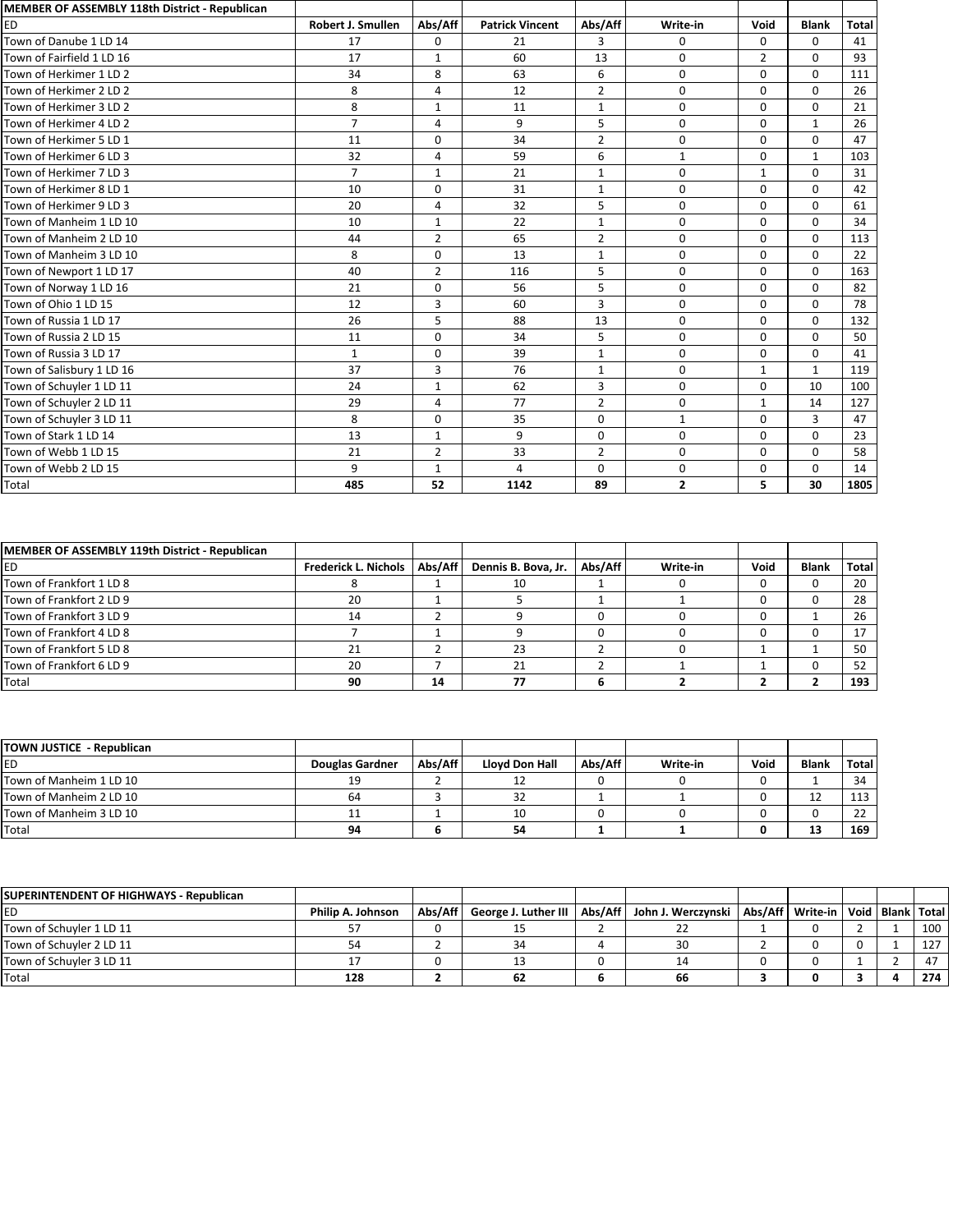| MEMBER OF ASSEMBLY 118th District - Republican | | | | | | | | |
|---|---|---|---|---|---|---|---|---|
| ED | Robert J. Smullen | Abs/Aff | Patrick Vincent | Abs/Aff | Write-in | Void | Blank | Total |
| Town of Danube 1 LD 14 | 17 | 0 | 21 | 3 | 0 | 0 | 0 | 41 |
| Town of Fairfield 1 LD 16 | 17 | 1 | 60 | 13 | 0 | 2 | 0 | 93 |
| Town of Herkimer 1 LD 2 | 34 | 8 | 63 | 6 | 0 | 0 | 0 | 111 |
| Town of Herkimer 2 LD 2 | 8 | 4 | 12 | 2 | 0 | 0 | 0 | 26 |
| Town of Herkimer 3 LD 2 | 8 | 1 | 11 | 1 | 0 | 0 | 0 | 21 |
| Town of Herkimer 4 LD 2 | 7 | 4 | 9 | 5 | 0 | 0 | 1 | 26 |
| Town of Herkimer 5 LD 1 | 11 | 0 | 34 | 2 | 0 | 0 | 0 | 47 |
| Town of Herkimer 6 LD 3 | 32 | 4 | 59 | 6 | 1 | 0 | 1 | 103 |
| Town of Herkimer 7 LD 3 | 7 | 1 | 21 | 1 | 0 | 1 | 0 | 31 |
| Town of Herkimer 8 LD 1 | 10 | 0 | 31 | 1 | 0 | 0 | 0 | 42 |
| Town of Herkimer 9 LD 3 | 20 | 4 | 32 | 5 | 0 | 0 | 0 | 61 |
| Town of Manheim 1 LD 10 | 10 | 1 | 22 | 1 | 0 | 0 | 0 | 34 |
| Town of Manheim 2 LD 10 | 44 | 2 | 65 | 2 | 0 | 0 | 0 | 113 |
| Town of Manheim 3 LD 10 | 8 | 0 | 13 | 1 | 0 | 0 | 0 | 22 |
| Town of Newport 1 LD 17 | 40 | 2 | 116 | 5 | 0 | 0 | 0 | 163 |
| Town of Norway 1 LD 16 | 21 | 0 | 56 | 5 | 0 | 0 | 0 | 82 |
| Town of Ohio 1 LD 15 | 12 | 3 | 60 | 3 | 0 | 0 | 0 | 78 |
| Town of Russia 1 LD 17 | 26 | 5 | 88 | 13 | 0 | 0 | 0 | 132 |
| Town of Russia 2 LD 15 | 11 | 0 | 34 | 5 | 0 | 0 | 0 | 50 |
| Town of Russia 3 LD 17 | 1 | 0 | 39 | 1 | 0 | 0 | 0 | 41 |
| Town of Salisbury 1 LD 16 | 37 | 3 | 76 | 1 | 0 | 1 | 1 | 119 |
| Town of Schuyler 1 LD 11 | 24 | 1 | 62 | 3 | 0 | 0 | 10 | 100 |
| Town of Schuyler 2 LD 11 | 29 | 4 | 77 | 2 | 0 | 1 | 14 | 127 |
| Town of Schuyler 3 LD 11 | 8 | 0 | 35 | 0 | 1 | 0 | 3 | 47 |
| Town of Stark 1 LD 14 | 13 | 1 | 9 | 0 | 0 | 0 | 0 | 23 |
| Town of Webb 1 LD 15 | 21 | 2 | 33 | 2 | 0 | 0 | 0 | 58 |
| Town of Webb 2 LD 15 | 9 | 1 | 4 | 0 | 0 | 0 | 0 | 14 |
| Total | **485** | **52** | **1142** | **89** | **2** | **5** | **30** | **1805** |

| MEMBER OF ASSEMBLY 119th District - Republican | | | | | | | | |
|---|---|---|---|---|---|---|---|---|
| ED | Frederick L. Nichols | Abs/Aff | Dennis B. Bova, Jr. | Abs/Aff | Write-in | Void | Blank | Total |
| Town of Frankfort 1 LD 8 | 8 | 1 | 10 | 1 | 0 | 0 | 0 | 20 |
| Town of Frankfort 2 LD 9 | 20 | 1 | 5 | 1 | 1 | 0 | 0 | 28 |
| Town of Frankfort 3 LD 9 | 14 | 2 | 9 | 0 | 0 | 0 | 1 | 26 |
| Town of Frankfort 4 LD 8 | 7 | 1 | 9 | 0 | 0 | 0 | 0 | 17 |
| Town of Frankfort 5 LD 8 | 21 | 2 | 23 | 2 | 0 | 1 | 1 | 50 |
| Town of Frankfort 6 LD 9 | 20 | 7 | 21 | 2 | 1 | 1 | 0 | 52 |
| Total | **90** | **14** | **77** | **6** | **2** | **2** | **2** | **193** |

| TOWN JUSTICE - Republican | | | | | | | | |
|---|---|---|---|---|---|---|---|---|
| ED | Douglas Gardner | Abs/Aff | Lloyd Don Hall | Abs/Aff | Write-in | Void | Blank | Total |
| Town of Manheim 1 LD 10 | 19 | 2 | 12 | 0 | 0 | 0 | 1 | 34 |
| Town of Manheim 2 LD 10 | 64 | 3 | 32 | 1 | 1 | 0 | 12 | 113 |
| Town of Manheim 3 LD 10 | 11 | 1 | 10 | 0 | 0 | 0 | 0 | 22 |
| Total | **94** | **6** | **54** | **1** | **1** | **0** | **13** | **169** |

| SUPERINTENDENT OF HIGHWAYS - Republican | | | | | | | | | | |
|---|---|---|---|---|---|---|---|---|---|---|
| ED | Philip A. Johnson | Abs/Aff | George J. Luther III | Abs/Aff | John J. Werczynski | Abs/Aff | Write-in | Void | Blank | Total |
| Town of Schuyler 1 LD 11 | 57 | 0 | 15 | 2 | 22 | 1 | 0 | 2 | 1 | 100 |
| Town of Schuyler 2 LD 11 | 54 | 2 | 34 | 4 | 30 | 2 | 0 | 0 | 1 | 127 |
| Town of Schuyler 3 LD 11 | 17 | 0 | 13 | 0 | 14 | 0 | 0 | 1 | 2 | 47 |
| Total | **128** | **2** | **62** | **6** | **66** | **3** | **0** | **3** | **4** | **274** |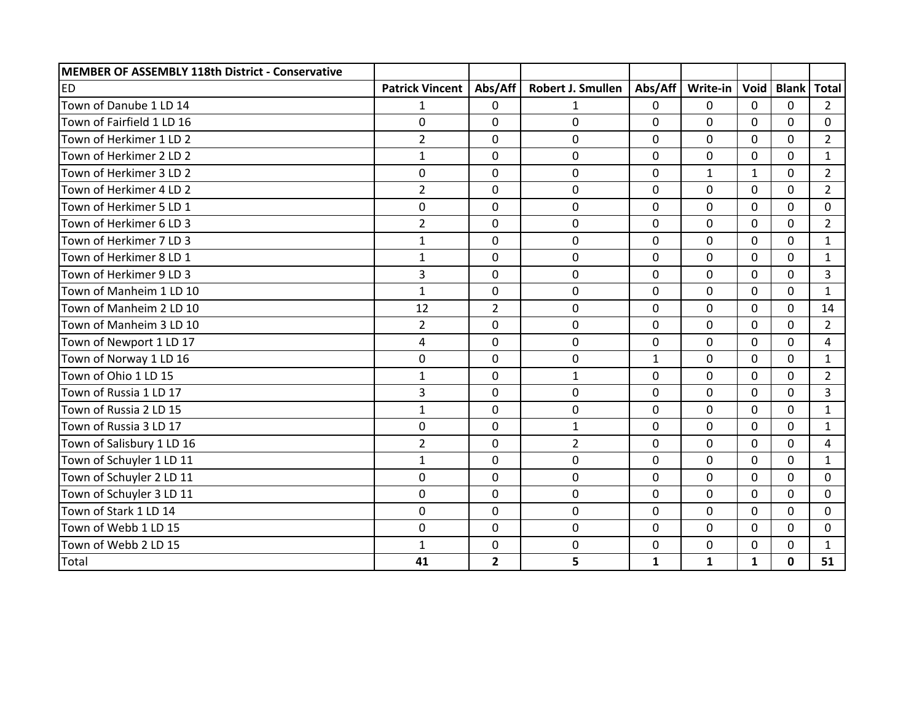| MEMBER OF ASSEMBLY 118th District - Conservative | | | | | | | | |
|---|---|---|---|---|---|---|---|---|
| ED | **Patrick Vincent** | **Abs/Aff** | **Robert J. Smullen** | **Abs/Aff** | **Write-in** | **Void** | **Blank** | **Total** |
| Town of Danube 1 LD 14 | 1 | 0 | 1 | 0 | 0 | 0 | 0 | 2 |
| Town of Fairfield 1 LD 16 | 0 | 0 | 0 | 0 | 0 | 0 | 0 | 0 |
| Town of Herkimer 1 LD 2 | 2 | 0 | 0 | 0 | 0 | 0 | 0 | 2 |
| Town of Herkimer 2 LD 2 | 1 | 0 | 0 | 0 | 0 | 0 | 0 | 1 |
| Town of Herkimer 3 LD 2 | 0 | 0 | 0 | 0 | 1 | 1 | 0 | 2 |
| Town of Herkimer 4 LD 2 | 2 | 0 | 0 | 0 | 0 | 0 | 0 | 2 |
| Town of Herkimer 5 LD 1 | 0 | 0 | 0 | 0 | 0 | 0 | 0 | 0 |
| Town of Herkimer 6 LD 3 | 2 | 0 | 0 | 0 | 0 | 0 | 0 | 2 |
| Town of Herkimer 7 LD 3 | 1 | 0 | 0 | 0 | 0 | 0 | 0 | 1 |
| Town of Herkimer 8 LD 1 | 1 | 0 | 0 | 0 | 0 | 0 | 0 | 1 |
| Town of Herkimer 9 LD 3 | 3 | 0 | 0 | 0 | 0 | 0 | 0 | 3 |
| Town of Manheim 1 LD 10 | 1 | 0 | 0 | 0 | 0 | 0 | 0 | 1 |
| Town of Manheim 2 LD 10 | 12 | 2 | 0 | 0 | 0 | 0 | 0 | 14 |
| Town of Manheim 3 LD 10 | 2 | 0 | 0 | 0 | 0 | 0 | 0 | 2 |
| Town of Newport 1 LD 17 | 4 | 0 | 0 | 0 | 0 | 0 | 0 | 4 |
| Town of Norway 1 LD 16 | 0 | 0 | 0 | 1 | 0 | 0 | 0 | 1 |
| Town of Ohio 1 LD 15 | 1 | 0 | 1 | 0 | 0 | 0 | 0 | 2 |
| Town of Russia 1 LD 17 | 3 | 0 | 0 | 0 | 0 | 0 | 0 | 3 |
| Town of Russia 2 LD 15 | 1 | 0 | 0 | 0 | 0 | 0 | 0 | 1 |
| Town of Russia 3 LD 17 | 0 | 0 | 1 | 0 | 0 | 0 | 0 | 1 |
| Town of Salisbury 1 LD 16 | 2 | 0 | 2 | 0 | 0 | 0 | 0 | 4 |
| Town of Schuyler 1 LD 11 | 1 | 0 | 0 | 0 | 0 | 0 | 0 | 1 |
| Town of Schuyler 2 LD 11 | 0 | 0 | 0 | 0 | 0 | 0 | 0 | 0 |
| Town of Schuyler 3 LD 11 | 0 | 0 | 0 | 0 | 0 | 0 | 0 | 0 |
| Town of Stark 1 LD 14 | 0 | 0 | 0 | 0 | 0 | 0 | 0 | 0 |
| Town of Webb 1 LD 15 | 0 | 0 | 0 | 0 | 0 | 0 | 0 | 0 |
| Town of Webb 2 LD 15 | 1 | 0 | 0 | 0 | 0 | 0 | 0 | 1 |
| Total | **41** | **2** | **5** | **1** | **1** | **1** | **0** | **51** |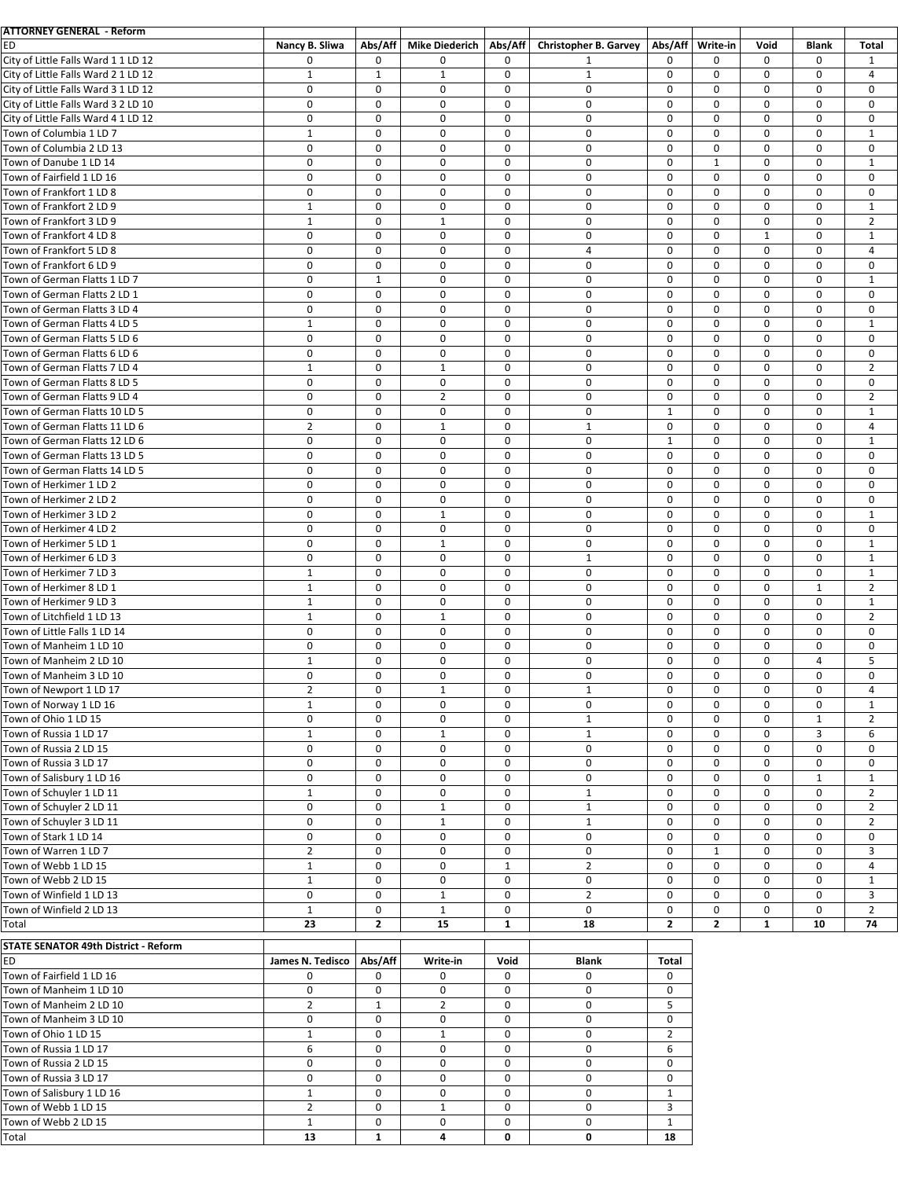| ATTORNEY GENERAL - Reform | | | | | | | | | | |
|---|---|---|---|---|---|---|---|---|---|---|
| ED | Nancy B. Sliwa | Abs/Aff | Mike Diederich | Abs/Aff | Christopher B. Garvey | Abs/Aff | Write-in | Void | Blank | Total |
| City of Little Falls Ward 1 1 LD 12 | 0 | 0 | 0 | 0 | 1 | 0 | 0 | 0 | 0 | 1 |
| City of Little Falls Ward 2 1 LD 12 | 1 | 1 | 1 | 0 | 1 | 0 | 0 | 0 | 0 | 4 |
| City of Little Falls Ward 3 1 LD 12 | 0 | 0 | 0 | 0 | 0 | 0 | 0 | 0 | 0 | 0 |
| City of Little Falls Ward 3 2 LD 10 | 0 | 0 | 0 | 0 | 0 | 0 | 0 | 0 | 0 | 0 |
| City of Little Falls Ward 4 1 LD 12 | 0 | 0 | 0 | 0 | 0 | 0 | 0 | 0 | 0 | 0 |
| Town of Columbia 1 LD 7 | 1 | 0 | 0 | 0 | 0 | 0 | 0 | 0 | 0 | 1 |
| Town of Columbia 2 LD 13 | 0 | 0 | 0 | 0 | 0 | 0 | 0 | 0 | 0 | 0 |
| Town of Danube 1 LD 14 | 0 | 0 | 0 | 0 | 0 | 0 | 1 | 0 | 0 | 1 |
| Town of Fairfield 1 LD 16 | 0 | 0 | 0 | 0 | 0 | 0 | 0 | 0 | 0 | 0 |
| Town of Frankfort 1 LD 8 | 0 | 0 | 0 | 0 | 0 | 0 | 0 | 0 | 0 | 0 |
| Town of Frankfort 2 LD 9 | 1 | 0 | 0 | 0 | 0 | 0 | 0 | 0 | 0 | 1 |
| Town of Frankfort 3 LD 9 | 1 | 0 | 1 | 0 | 0 | 0 | 0 | 0 | 0 | 2 |
| Town of Frankfort 4 LD 8 | 0 | 0 | 0 | 0 | 0 | 0 | 0 | 1 | 0 | 1 |
| Town of Frankfort 5 LD 8 | 0 | 0 | 0 | 0 | 4 | 0 | 0 | 0 | 0 | 4 |
| Town of Frankfort 6 LD 9 | 0 | 0 | 0 | 0 | 0 | 0 | 0 | 0 | 0 | 0 |
| Town of German Flatts 1 LD 7 | 0 | 1 | 0 | 0 | 0 | 0 | 0 | 0 | 0 | 1 |
| Town of German Flatts 2 LD 1 | 0 | 0 | 0 | 0 | 0 | 0 | 0 | 0 | 0 | 0 |
| Town of German Flatts 3 LD 4 | 0 | 0 | 0 | 0 | 0 | 0 | 0 | 0 | 0 | 0 |
| Town of German Flatts 4 LD 5 | 1 | 0 | 0 | 0 | 0 | 0 | 0 | 0 | 0 | 1 |
| Town of German Flatts 5 LD 6 | 0 | 0 | 0 | 0 | 0 | 0 | 0 | 0 | 0 | 0 |
| Town of German Flatts 6 LD 6 | 0 | 0 | 0 | 0 | 0 | 0 | 0 | 0 | 0 | 0 |
| Town of German Flatts 7 LD 4 | 1 | 0 | 1 | 0 | 0 | 0 | 0 | 0 | 0 | 2 |
| Town of German Flatts 8 LD 5 | 0 | 0 | 0 | 0 | 0 | 0 | 0 | 0 | 0 | 0 |
| Town of German Flatts 9 LD 4 | 0 | 0 | 2 | 0 | 0 | 0 | 0 | 0 | 0 | 2 |
| Town of German Flatts 10 LD 5 | 0 | 0 | 0 | 0 | 0 | 1 | 0 | 0 | 0 | 1 |
| Town of German Flatts 11 LD 6 | 2 | 0 | 1 | 0 | 1 | 0 | 0 | 0 | 0 | 4 |
| Town of German Flatts 12 LD 6 | 0 | 0 | 0 | 0 | 0 | 1 | 0 | 0 | 0 | 1 |
| Town of German Flatts 13 LD 5 | 0 | 0 | 0 | 0 | 0 | 0 | 0 | 0 | 0 | 0 |
| Town of German Flatts 14 LD 5 | 0 | 0 | 0 | 0 | 0 | 0 | 0 | 0 | 0 | 0 |
| Town of Herkimer 1 LD 2 | 0 | 0 | 0 | 0 | 0 | 0 | 0 | 0 | 0 | 0 |
| Town of Herkimer 2 LD 2 | 0 | 0 | 0 | 0 | 0 | 0 | 0 | 0 | 0 | 0 |
| Town of Herkimer 3 LD 2 | 0 | 0 | 1 | 0 | 0 | 0 | 0 | 0 | 0 | 1 |
| Town of Herkimer 4 LD 2 | 0 | 0 | 0 | 0 | 0 | 0 | 0 | 0 | 0 | 0 |
| Town of Herkimer 5 LD 1 | 0 | 0 | 1 | 0 | 0 | 0 | 0 | 0 | 0 | 1 |
| Town of Herkimer 6 LD 3 | 0 | 0 | 0 | 0 | 1 | 0 | 0 | 0 | 0 | 1 |
| Town of Herkimer 7 LD 3 | 1 | 0 | 0 | 0 | 0 | 0 | 0 | 0 | 0 | 1 |
| Town of Herkimer 8 LD 1 | 1 | 0 | 0 | 0 | 0 | 0 | 0 | 0 | 1 | 2 |
| Town of Herkimer 9 LD 3 | 1 | 0 | 0 | 0 | 0 | 0 | 0 | 0 | 0 | 1 |
| Town of Litchfield 1 LD 13 | 1 | 0 | 1 | 0 | 0 | 0 | 0 | 0 | 0 | 2 |
| Town of Little Falls 1 LD 14 | 0 | 0 | 0 | 0 | 0 | 0 | 0 | 0 | 0 | 0 |
| Town of Manheim 1 LD 10 | 0 | 0 | 0 | 0 | 0 | 0 | 0 | 0 | 0 | 0 |
| Town of Manheim 2 LD 10 | 1 | 0 | 0 | 0 | 0 | 0 | 0 | 0 | 4 | 5 |
| Town of Manheim 3 LD 10 | 0 | 0 | 0 | 0 | 0 | 0 | 0 | 0 | 0 | 0 |
| Town of Newport 1 LD 17 | 2 | 0 | 1 | 0 | 1 | 0 | 0 | 0 | 0 | 4 |
| Town of Norway 1 LD 16 | 1 | 0 | 0 | 0 | 0 | 0 | 0 | 0 | 0 | 1 |
| Town of Ohio 1 LD 15 | 0 | 0 | 0 | 0 | 1 | 0 | 0 | 0 | 1 | 2 |
| Town of Russia 1 LD 17 | 1 | 0 | 1 | 0 | 1 | 0 | 0 | 0 | 3 | 6 |
| Town of Russia 2 LD 15 | 0 | 0 | 0 | 0 | 0 | 0 | 0 | 0 | 0 | 0 |
| Town of Russia 3 LD 17 | 0 | 0 | 0 | 0 | 0 | 0 | 0 | 0 | 0 | 0 |
| Town of Salisbury 1 LD 16 | 0 | 0 | 0 | 0 | 0 | 0 | 0 | 0 | 1 | 1 |
| Town of Schuyler 1 LD 11 | 1 | 0 | 0 | 0 | 1 | 0 | 0 | 0 | 0 | 2 |
| Town of Schuyler 2 LD 11 | 0 | 0 | 1 | 0 | 1 | 0 | 0 | 0 | 0 | 2 |
| Town of Schuyler 3 LD 11 | 0 | 0 | 1 | 0 | 1 | 0 | 0 | 0 | 0 | 2 |
| Town of Stark 1 LD 14 | 0 | 0 | 0 | 0 | 0 | 0 | 0 | 0 | 0 | 0 |
| Town of Warren 1 LD 7 | 2 | 0 | 0 | 0 | 0 | 0 | 1 | 0 | 0 | 3 |
| Town of Webb 1 LD 15 | 1 | 0 | 0 | 1 | 2 | 0 | 0 | 0 | 0 | 4 |
| Town of Webb 2 LD 15 | 1 | 0 | 0 | 0 | 0 | 0 | 0 | 0 | 0 | 1 |
| Town of Winfield 1 LD 13 | 0 | 0 | 1 | 0 | 2 | 0 | 0 | 0 | 0 | 3 |
| Town of Winfield 2 LD 13 | 1 | 0 | 1 | 0 | 0 | 0 | 0 | 0 | 0 | 2 |
| Total | **23** | **2** | **15** | **1** | **18** | **2** | **2** | **1** | **10** | **74** |

| STATE SENATOR 49th District - Reform | | | | | | |
|---|---|---|---|---|---|---|
| ED | James N. Tedisco | Abs/Aff | Write-in | Void | Blank | Total |
| Town of Fairfield 1 LD 16 | 0 | 0 | 0 | 0 | 0 | 0 |
| Town of Manheim 1 LD 10 | 0 | 0 | 0 | 0 | 0 | 0 |
| Town of Manheim 2 LD 10 | 2 | 1 | 2 | 0 | 0 | 5 |
| Town of Manheim 3 LD 10 | 0 | 0 | 0 | 0 | 0 | 0 |
| Town of Ohio 1 LD 15 | 1 | 0 | 1 | 0 | 0 | 2 |
| Town of Russia 1 LD 17 | 6 | 0 | 0 | 0 | 0 | 6 |
| Town of Russia 2 LD 15 | 0 | 0 | 0 | 0 | 0 | 0 |
| Town of Russia 3 LD 17 | 0 | 0 | 0 | 0 | 0 | 0 |
| Town of Salisbury 1 LD 16 | 1 | 0 | 0 | 0 | 0 | 1 |
| Town of Webb 1 LD 15 | 2 | 0 | 1 | 0 | 0 | 3 |
| Town of Webb 2 LD 15 | 1 | 0 | 0 | 0 | 0 | 1 |
| Total | **13** | **1** | **4** | **0** | **0** | **18** |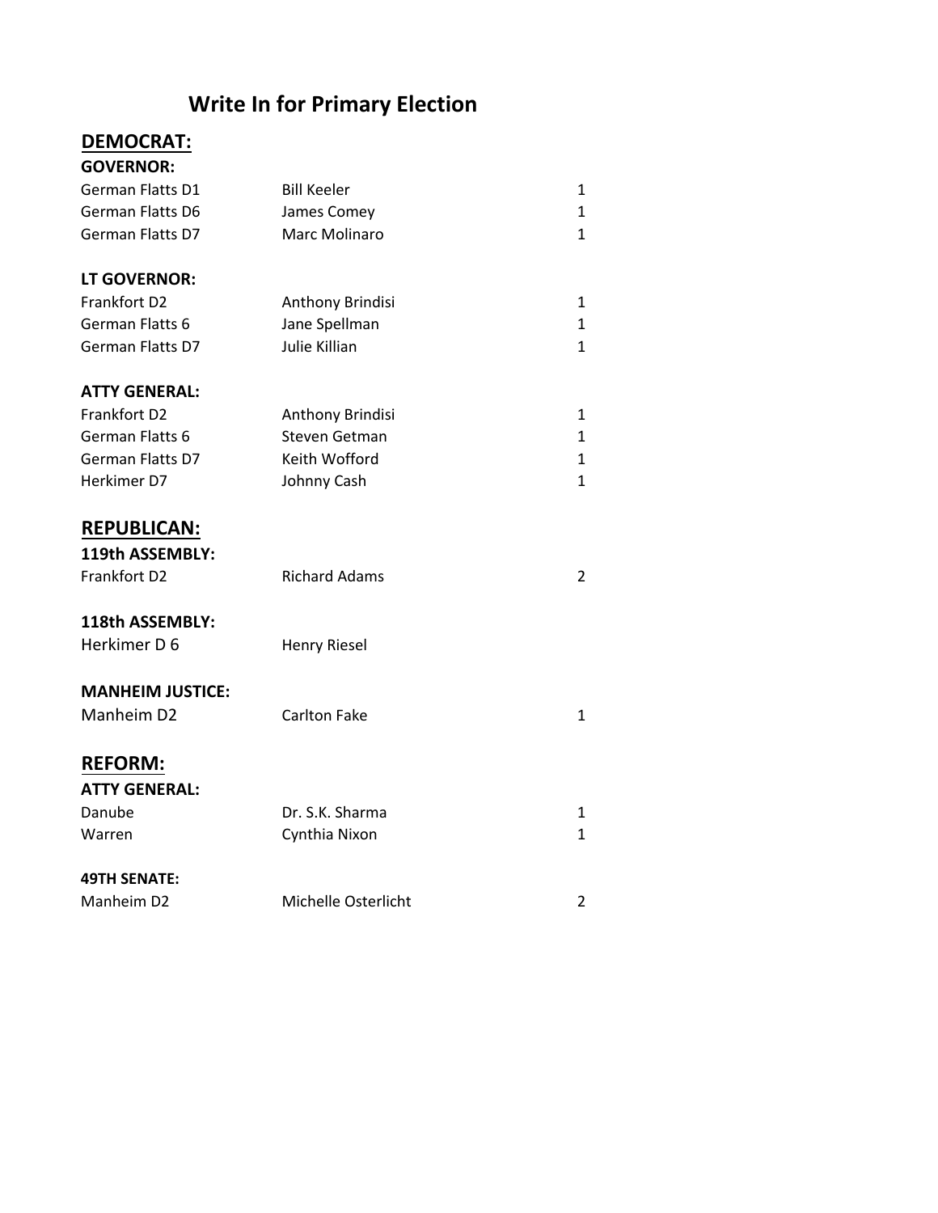# Write In for Primary Election

## DEMOCRAT:

**GOVERNOR:**

| | | |
|---|---|---|
| German Flatts D1 | Bill Keeler | 1 |
| German Flatts D6 | James Comey | 1 |
| German Flatts D7 | Marc Molinaro | 1 |

**LT GOVERNOR:**

| | | |
|---|---|---|
| Frankfort D2 | Anthony Brindisi | 1 |
| German Flatts 6 | Jane Spellman | 1 |
| German Flatts D7 | Julie Killian | 1 |

**ATTY GENERAL:**

| | | |
|---|---|---|
| Frankfort D2 | Anthony Brindisi | 1 |
| German Flatts 6 | Steven Getman | 1 |
| German Flatts D7 | Keith Wofford | 1 |
| Herkimer D7 | Johnny Cash | 1 |

## REPUBLICAN:

**119th ASSEMBLY:**

| | | |
|---|---|---|
| Frankfort D2 | Richard Adams | 2 |

**118th ASSEMBLY:**

| | | |
|---|---|---|
| Herkimer D 6 | Henry Riesel | |

**MANHEIM JUSTICE:**

| | | |
|---|---|---|
| Manheim D2 | Carlton Fake | 1 |

## REFORM:

**ATTY GENERAL:**

| | | |
|---|---|---|
| Danube | Dr. S.K. Sharma | 1 |
| Warren | Cynthia Nixon | 1 |

**49TH SENATE:**

| | | |
|---|---|---|
| Manheim D2 | Michelle Osterlicht | 2 |